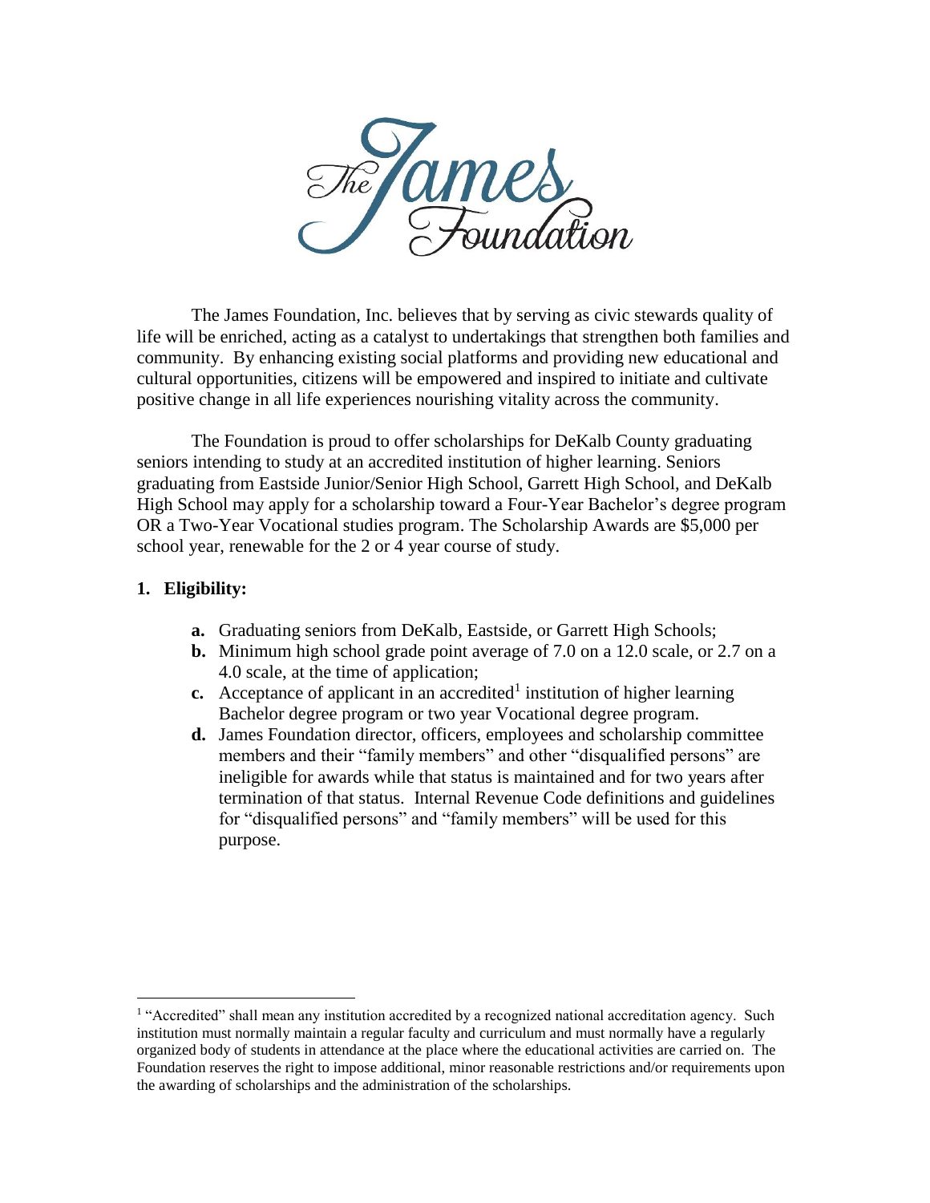The James Foundation

The James Foundation, Inc. believes that by serving as civic stewards quality of life will be enriched, acting as a catalyst to undertakings that strengthen both families and community. By enhancing existing social platforms and providing new educational and cultural opportunities, citizens will be empowered and inspired to initiate and cultivate positive change in all life experiences nourishing vitality across the community.

The Foundation is proud to offer scholarships for DeKalb County graduating seniors intending to study at an accredited institution of higher learning. Seniors graduating from Eastside Junior/Senior High School, Garrett High School, and DeKalb High School may apply for a scholarship toward a Four-Year Bachelor's degree program OR a Two-Year Vocational studies program. The Scholarship Awards are $5,000 per school year, renewable for the 2 or 4 year course of study.

## 1. Eligibility:

- **a.** Graduating seniors from DeKalb, Eastside, or Garrett High Schools;
- **b.** Minimum high school grade point average of 7.0 on a 12.0 scale, or 2.7 on a 4.0 scale, at the time of application;
- **c.** Acceptance of applicant in an accredited[1] institution of higher learning Bachelor degree program or two year Vocational degree program.
- **d.** James Foundation director, officers, employees and scholarship committee members and their "family members" and other "disqualified persons" are ineligible for awards while that status is maintained and for two years after termination of that status. Internal Revenue Code definitions and guidelines for "disqualified persons" and "family members" will be used for this purpose.

[1] "Accredited" shall mean any institution accredited by a recognized national accreditation agency. Such institution must normally maintain a regular faculty and curriculum and must normally have a regularly organized body of students in attendance at the place where the educational activities are carried on. The Foundation reserves the right to impose additional, minor reasonable restrictions and/or requirements upon the awarding of scholarships and the administration of the scholarships.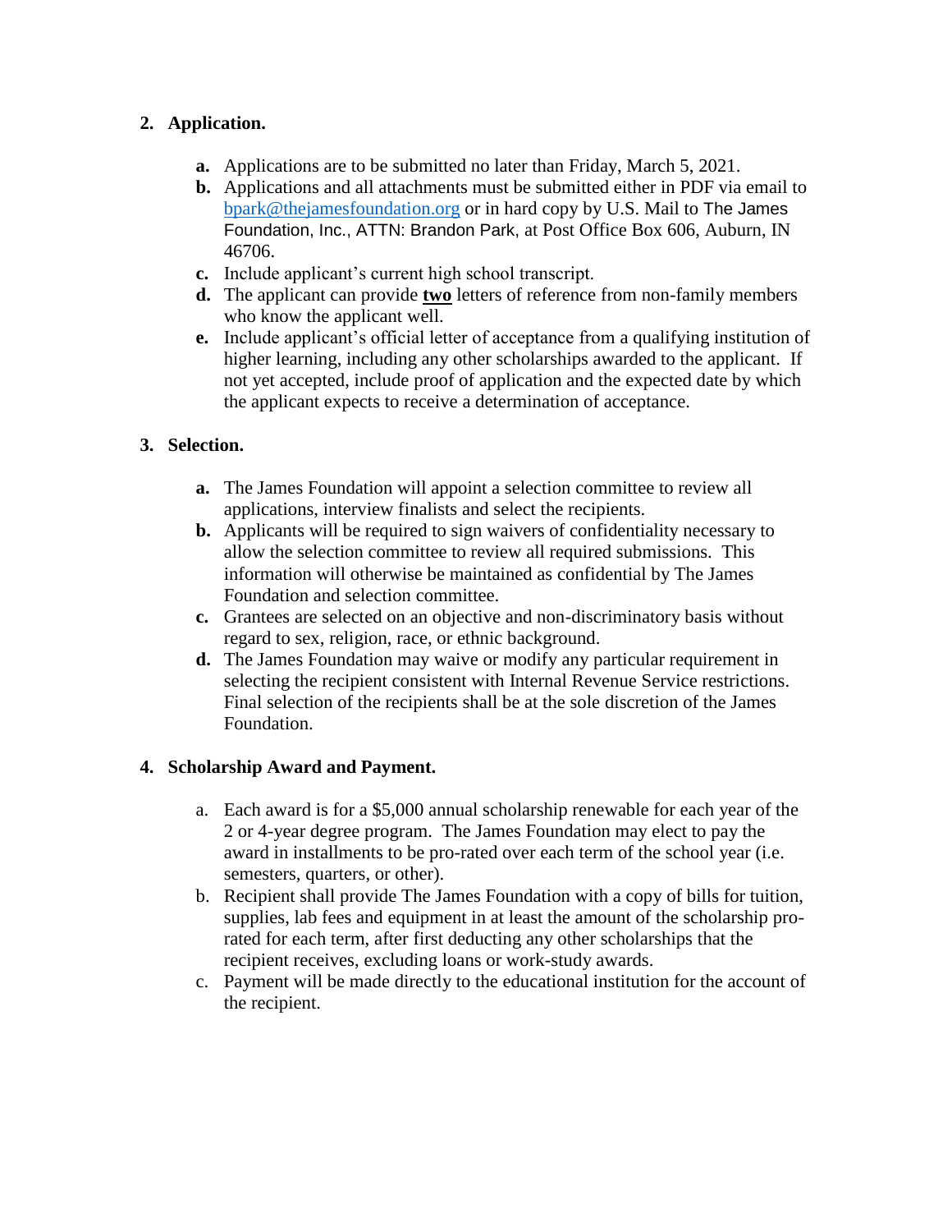## 2. Application.

- **a.** Applications are to be submitted no later than Friday, March 5, 2021.
- **b.** Applications and all attachments must be submitted either in PDF via email to bpark@thejamesfoundation.org or in hard copy by U.S. Mail to The James Foundation, Inc., ATTN: Brandon Park, at Post Office Box 606, Auburn, IN 46706.
- **c.** Include applicant's current high school transcript.
- **d.** The applicant can provide **two** letters of reference from non-family members who know the applicant well.
- **e.** Include applicant's official letter of acceptance from a qualifying institution of higher learning, including any other scholarships awarded to the applicant. If not yet accepted, include proof of application and the expected date by which the applicant expects to receive a determination of acceptance.

## 3. Selection.

- **a.** The James Foundation will appoint a selection committee to review all applications, interview finalists and select the recipients.
- **b.** Applicants will be required to sign waivers of confidentiality necessary to allow the selection committee to review all required submissions. This information will otherwise be maintained as confidential by The James Foundation and selection committee.
- **c.** Grantees are selected on an objective and non-discriminatory basis without regard to sex, religion, race, or ethnic background.
- **d.** The James Foundation may waive or modify any particular requirement in selecting the recipient consistent with Internal Revenue Service restrictions. Final selection of the recipients shall be at the sole discretion of the James Foundation.

## 4. Scholarship Award and Payment.

- a. Each award is for a $5,000 annual scholarship renewable for each year of the 2 or 4-year degree program. The James Foundation may elect to pay the award in installments to be pro-rated over each term of the school year (i.e. semesters, quarters, or other).
- b. Recipient shall provide The James Foundation with a copy of bills for tuition, supplies, lab fees and equipment in at least the amount of the scholarship pro-rated for each term, after first deducting any other scholarships that the recipient receives, excluding loans or work-study awards.
- c. Payment will be made directly to the educational institution for the account of the recipient.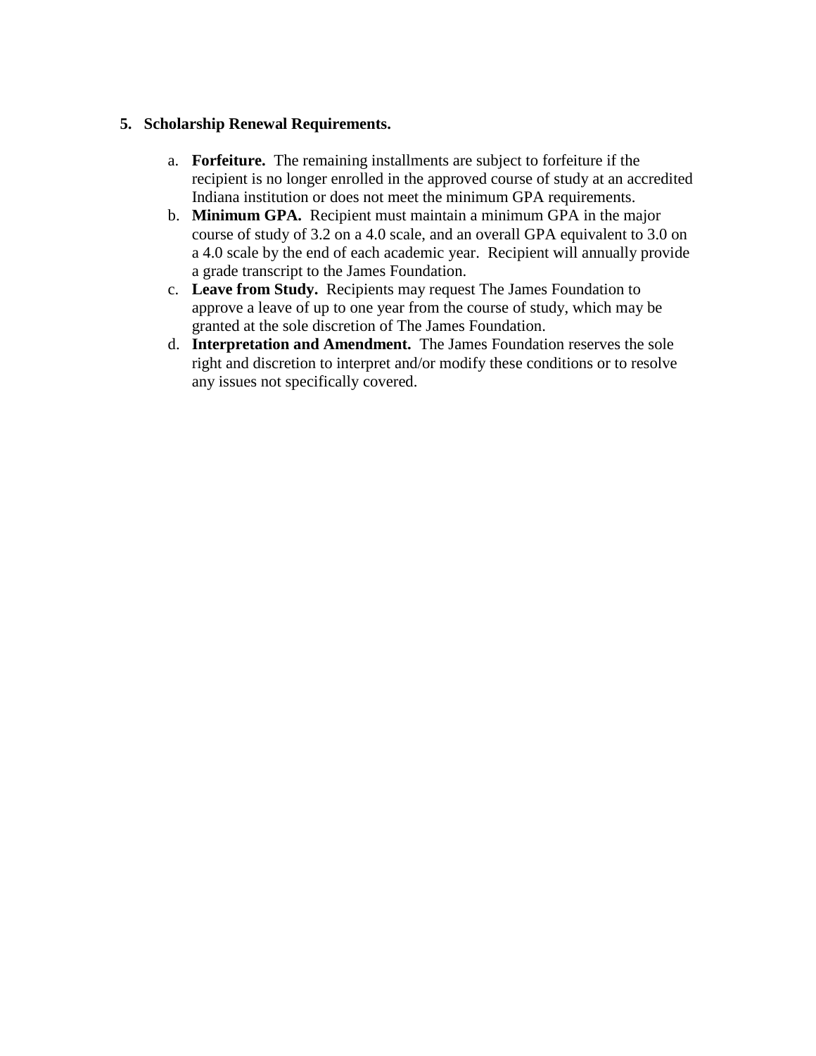5. **Scholarship Renewal Requirements.**

   a. **Forfeiture.** The remaining installments are subject to forfeiture if the recipient is no longer enrolled in the approved course of study at an accredited Indiana institution or does not meet the minimum GPA requirements.

   b. **Minimum GPA.** Recipient must maintain a minimum GPA in the major course of study of 3.2 on a 4.0 scale, and an overall GPA equivalent to 3.0 on a 4.0 scale by the end of each academic year. Recipient will annually provide a grade transcript to the James Foundation.

   c. **Leave from Study.** Recipients may request The James Foundation to approve a leave of up to one year from the course of study, which may be granted at the sole discretion of The James Foundation.

   d. **Interpretation and Amendment.** The James Foundation reserves the sole right and discretion to interpret and/or modify these conditions or to resolve any issues not specifically covered.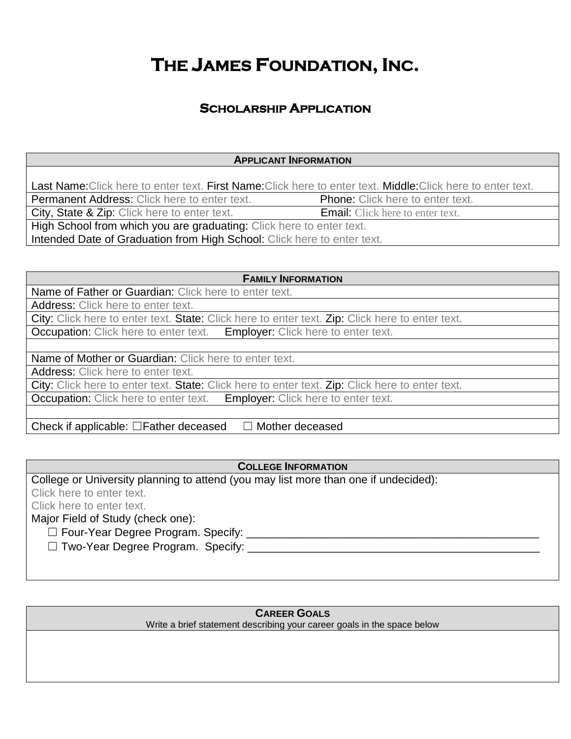# The James Foundation, Inc.

## Scholarship Application

| **Applicant Information** |
|---|
| Last Name: Click here to enter text. First Name: Click here to enter text. Middle: Click here to enter text. |
| Permanent Address: Click here to enter text. Phone: Click here to enter text. |
| City, State & Zip: Click here to enter text. Email: Click here to enter text. |
| High School from which you are graduating: Click here to enter text.<br>Intended Date of Graduation from High School: Click here to enter text. |

| **Family Information** |
|---|
| Name of Father or Guardian: Click here to enter text. |
| Address: Click here to enter text. |
| City: Click here to enter text. State: Click here to enter text. Zip: Click here to enter text. |
| Occupation: Click here to enter text. Employer: Click here to enter text. |
| |
| Name of Mother or Guardian: Click here to enter text. |
| Address: Click here to enter text. |
| City: Click here to enter text. State: Click here to enter text. Zip: Click here to enter text. |
| Occupation: Click here to enter text. Employer: Click here to enter text. |
| |
| Check if applicable: ☐Father deceased ☐ Mother deceased |

| **College Information** |
|---|
| College or University planning to attend (you may list more than one if undecided):<br>Click here to enter text.<br>Click here to enter text.<br>Major Field of Study (check one):<br>☐ Four-Year Degree Program. Specify: ________________________________________________<br>☐ Two-Year Degree Program. Specify: ________________________________________________ |

| **Career Goals**<br>Write a brief statement describing your career goals in the space below |
|---|
| |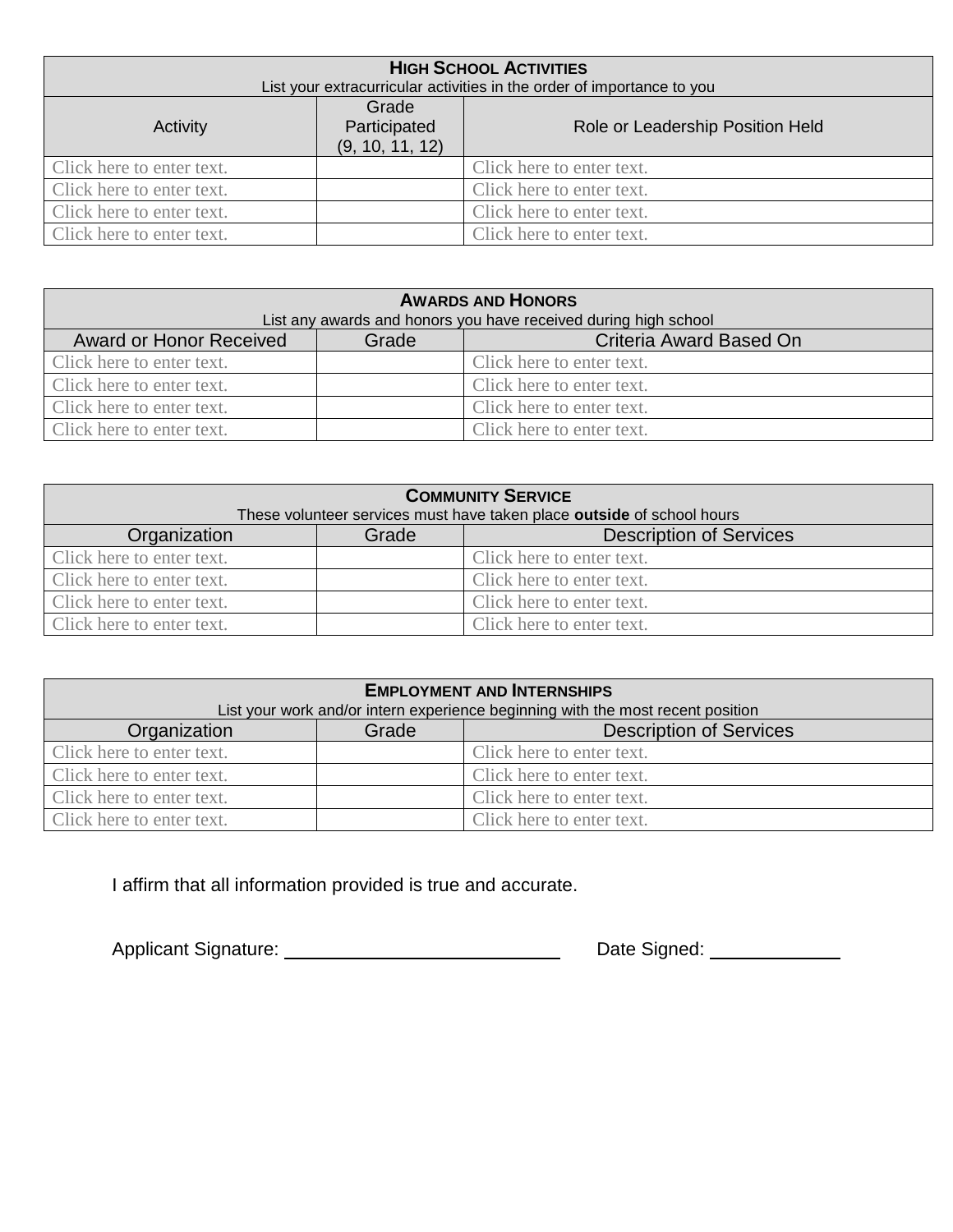| **HIGH SCHOOL ACTIVITIES**<br>List your extracurricular activities in the order of importance to you | | |
|---|---|---|
| Activity | Grade Participated (9, 10, 11, 12) | Role or Leadership Position Held |
| Click here to enter text. | | Click here to enter text. |
| Click here to enter text. | | Click here to enter text. |
| Click here to enter text. | | Click here to enter text. |
| Click here to enter text. | | Click here to enter text. |

| **AWARDS AND HONORS**<br>List any awards and honors you have received during high school | | |
|---|---|---|
| Award or Honor Received | Grade | Criteria Award Based On |
| Click here to enter text. | | Click here to enter text. |
| Click here to enter text. | | Click here to enter text. |
| Click here to enter text. | | Click here to enter text. |
| Click here to enter text. | | Click here to enter text. |

| **COMMUNITY SERVICE**<br>These volunteer services must have taken place **outside** of school hours | | |
|---|---|---|
| Organization | Grade | Description of Services |
| Click here to enter text. | | Click here to enter text. |
| Click here to enter text. | | Click here to enter text. |
| Click here to enter text. | | Click here to enter text. |
| Click here to enter text. | | Click here to enter text. |

| **EMPLOYMENT AND INTERNSHIPS**<br>List your work and/or intern experience beginning with the most recent position | | |
|---|---|---|
| Organization | Grade | Description of Services |
| Click here to enter text. | | Click here to enter text. |
| Click here to enter text. | | Click here to enter text. |
| Click here to enter text. | | Click here to enter text. |
| Click here to enter text. | | Click here to enter text. |

I affirm that all information provided is true and accurate.

Applicant Signature: ____________________________ Date Signed: ______________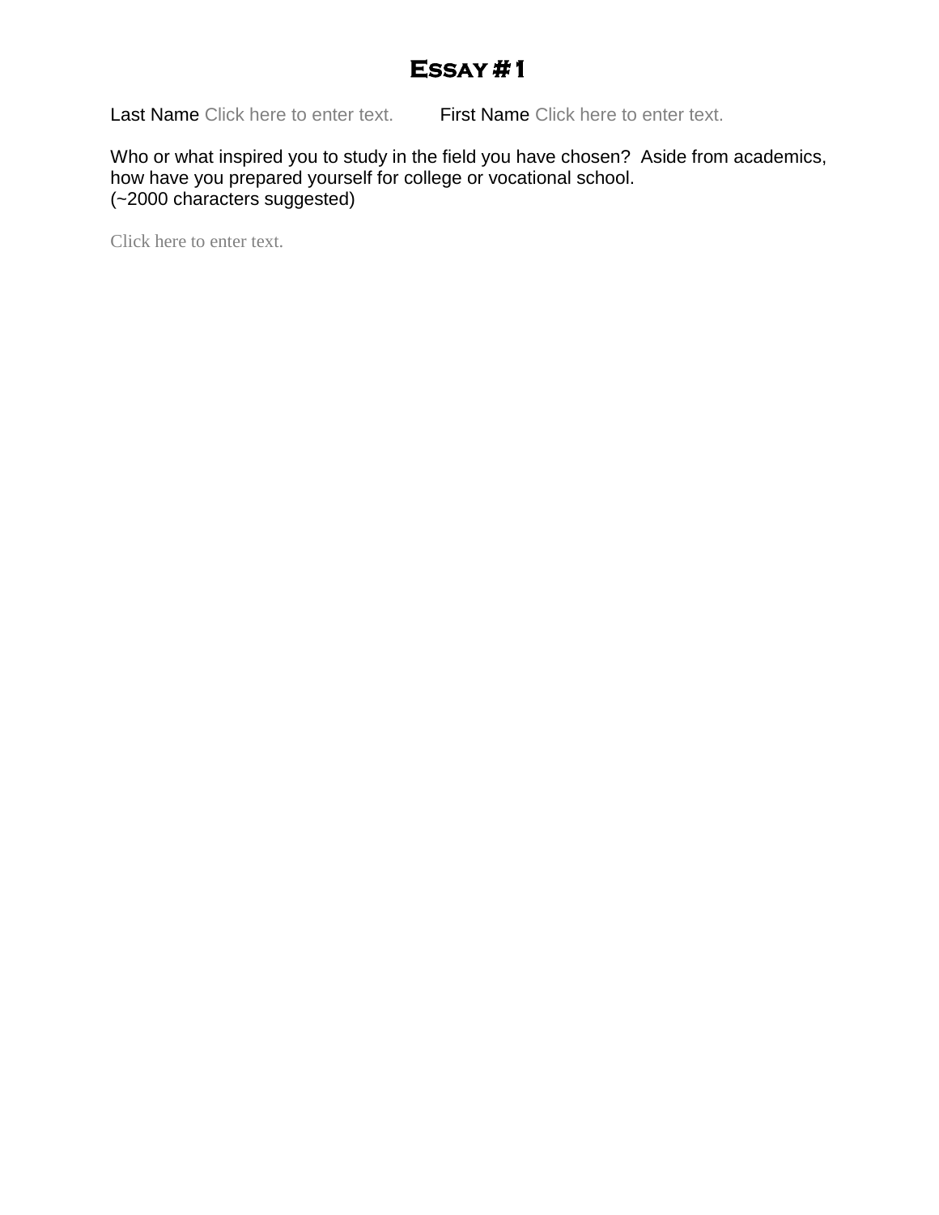# Essay # 1

Last Name Click here to enter text. First Name Click here to enter text.

Who or what inspired you to study in the field you have chosen? Aside from academics, how have you prepared yourself for college or vocational school.
(~2000 characters suggested)

Click here to enter text.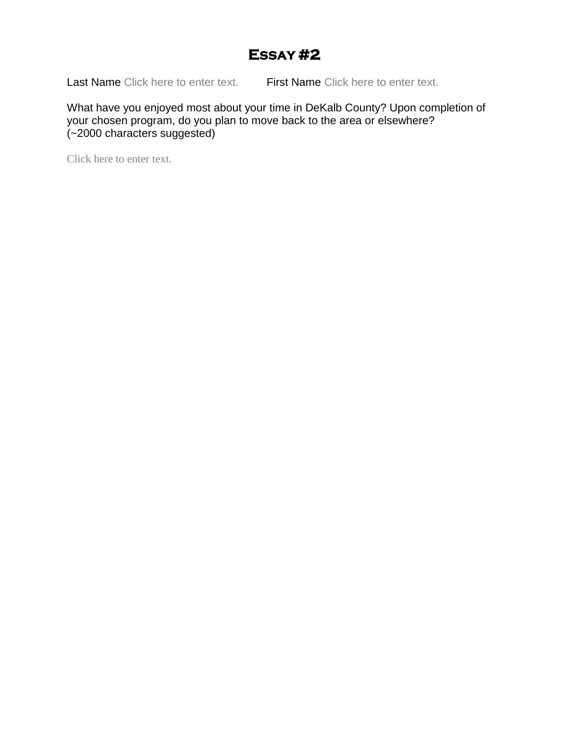# Essay #2

Last Name Click here to enter text. First Name Click here to enter text.

What have you enjoyed most about your time in DeKalb County? Upon completion of your chosen program, do you plan to move back to the area or elsewhere?
(~2000 characters suggested)

Click here to enter text.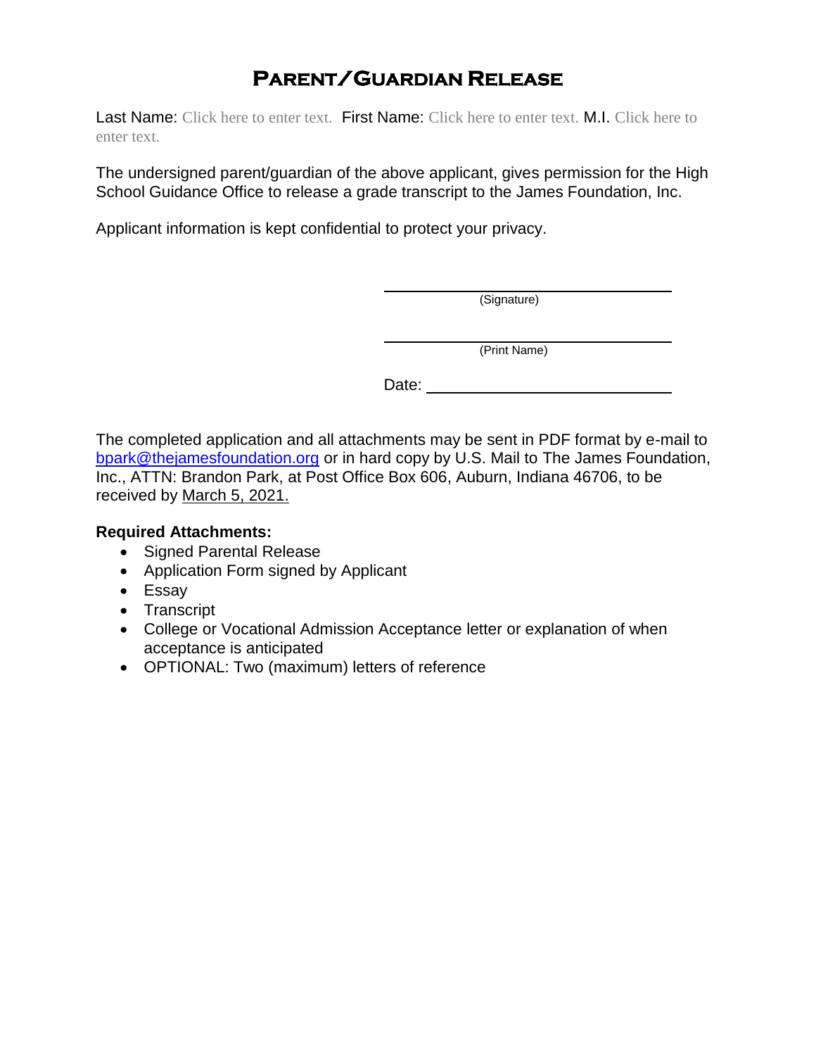# Parent/Guardian Release

Last Name: Click here to enter text. First Name: Click here to enter text. M.I. Click here to enter text.

The undersigned parent/guardian of the above applicant, gives permission for the High School Guidance Office to release a grade transcript to the James Foundation, Inc.

Applicant information is kept confidential to protect your privacy.

\_\_\_\_\_\_\_\_\_\_\_\_\_\_\_\_\_\_\_\_\_\_\_\_\_\_\_\_\_\_
(Signature)

\_\_\_\_\_\_\_\_\_\_\_\_\_\_\_\_\_\_\_\_\_\_\_\_\_\_\_\_\_\_
(Print Name)

Date: \_\_\_\_\_\_\_\_\_\_\_\_\_\_\_\_\_\_\_\_\_\_\_\_

The completed application and all attachments may be sent in PDF format by e-mail to bpark@thejamesfoundation.org or in hard copy by U.S. Mail to The James Foundation, Inc., ATTN: Brandon Park, at Post Office Box 606, Auburn, Indiana 46706, to be received by March 5, 2021.

**Required Attachments:**

- Signed Parental Release
- Application Form signed by Applicant
- Essay
- Transcript
- College or Vocational Admission Acceptance letter or explanation of when acceptance is anticipated
- OPTIONAL: Two (maximum) letters of reference